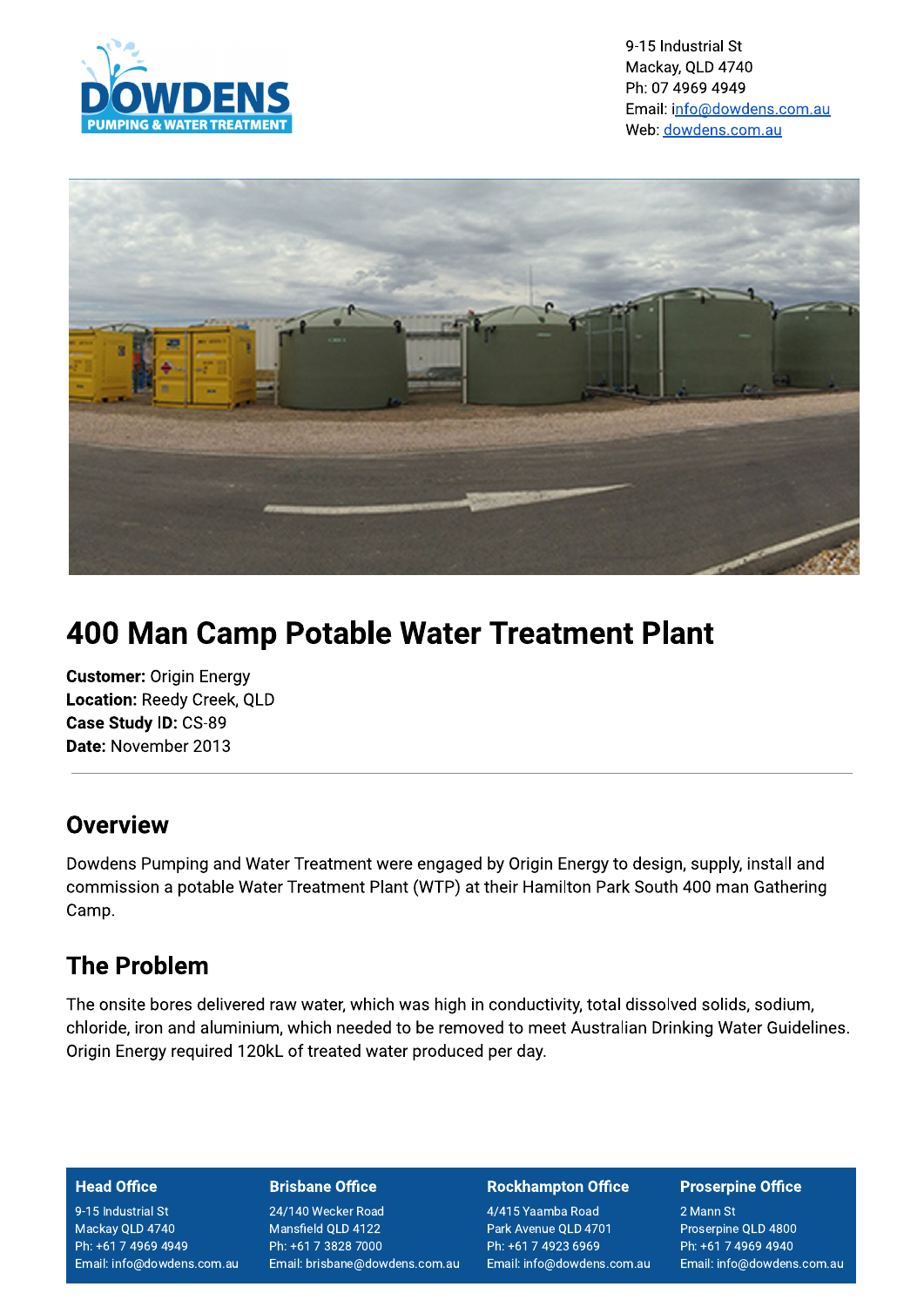9-15 Industrial St
Mackay, QLD 4740
Ph: 07 4969 4949
Email: info@dowdens.com.au
Web: dowdens.com.au

# 400 Man Camp Potable Water Treatment Plant

**Customer:** Origin Energy
**Location:** Reedy Creek, QLD
**Case Study ID:** CS-89
**Date:** November 2013

---

## Overview

Dowdens Pumping and Water Treatment were engaged by Origin Energy to design, supply, install and commission a potable Water Treatment Plant (WTP) at their Hamilton Park South 400 man Gathering Camp.

## The Problem

The onsite bores delivered raw water, which was high in conductivity, total dissolved solids, sodium, chloride, iron and aluminium, which needed to be removed to meet Australian Drinking Water Guidelines. Origin Energy required 120kL of treated water produced per day.

**Head Office**
9-15 Industrial St
Mackay QLD 4740
Ph: +61 7 4969 4949
Email: info@dowdens.com.au

**Brisbane Office**
24/140 Wecker Road
Mansfield QLD 4122
Ph: +61 7 3828 7000
Email: brisbane@dowdens.com.au

**Rockhampton Office**
4/415 Yaamba Road
Park Avenue QLD 4701
Ph: +61 7 4923 6969
Email: info@dowdens.com.au

**Proserpine Office**
2 Mann St
Proserpine QLD 4800
Ph: +61 7 4969 4940
Email: info@dowdens.com.au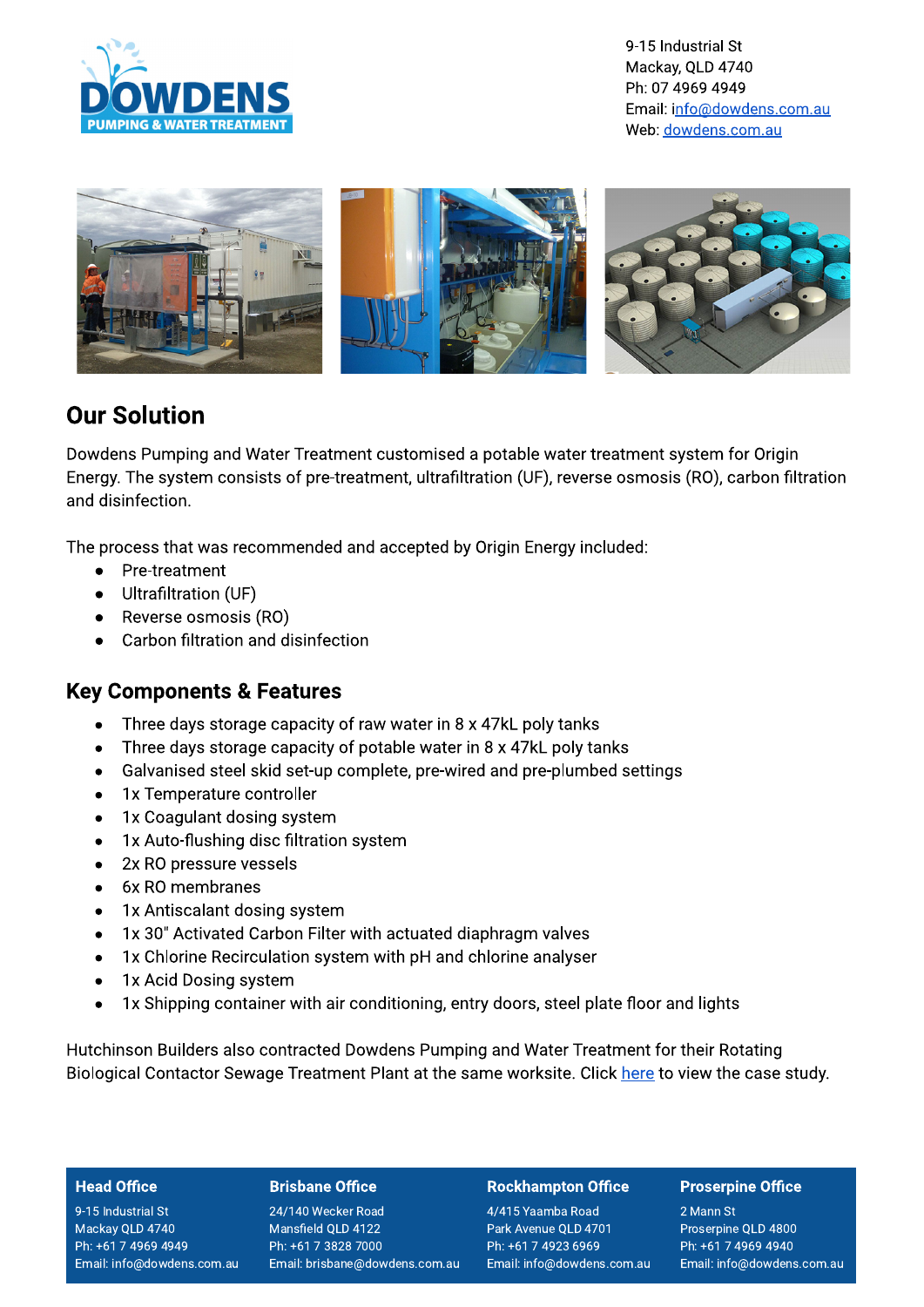## Our Solution

Dowdens Pumping and Water Treatment customised a potable water treatment system for Origin Energy. The system consists of pre-treatment, ultrafiltration (UF), reverse osmosis (RO), carbon filtration and disinfection.

The process that was recommended and accepted by Origin Energy included:

- Pre-treatment
- Ultrafiltration (UF)
- Reverse osmosis (RO)
- Carbon filtration and disinfection

## Key Components & Features

- Three days storage capacity of raw water in 8 x 47kL poly tanks
- Three days storage capacity of potable water in 8 x 47kL poly tanks
- Galvanised steel skid set-up complete, pre-wired and pre-plumbed settings
- 1x Temperature controller
- 1x Coagulant dosing system
- 1x Auto-flushing disc filtration system
- 2x RO pressure vessels
- 6x RO membranes
- 1x Antiscalant dosing system
- 1x 30" Activated Carbon Filter with actuated diaphragm valves
- 1x Chlorine Recirculation system with pH and chlorine analyser
- 1x Acid Dosing system
- 1x Shipping container with air conditioning, entry doors, steel plate floor and lights

Hutchinson Builders also contracted Dowdens Pumping and Water Treatment for their Rotating Biological Contactor Sewage Treatment Plant at the same worksite. Click here to view the case study.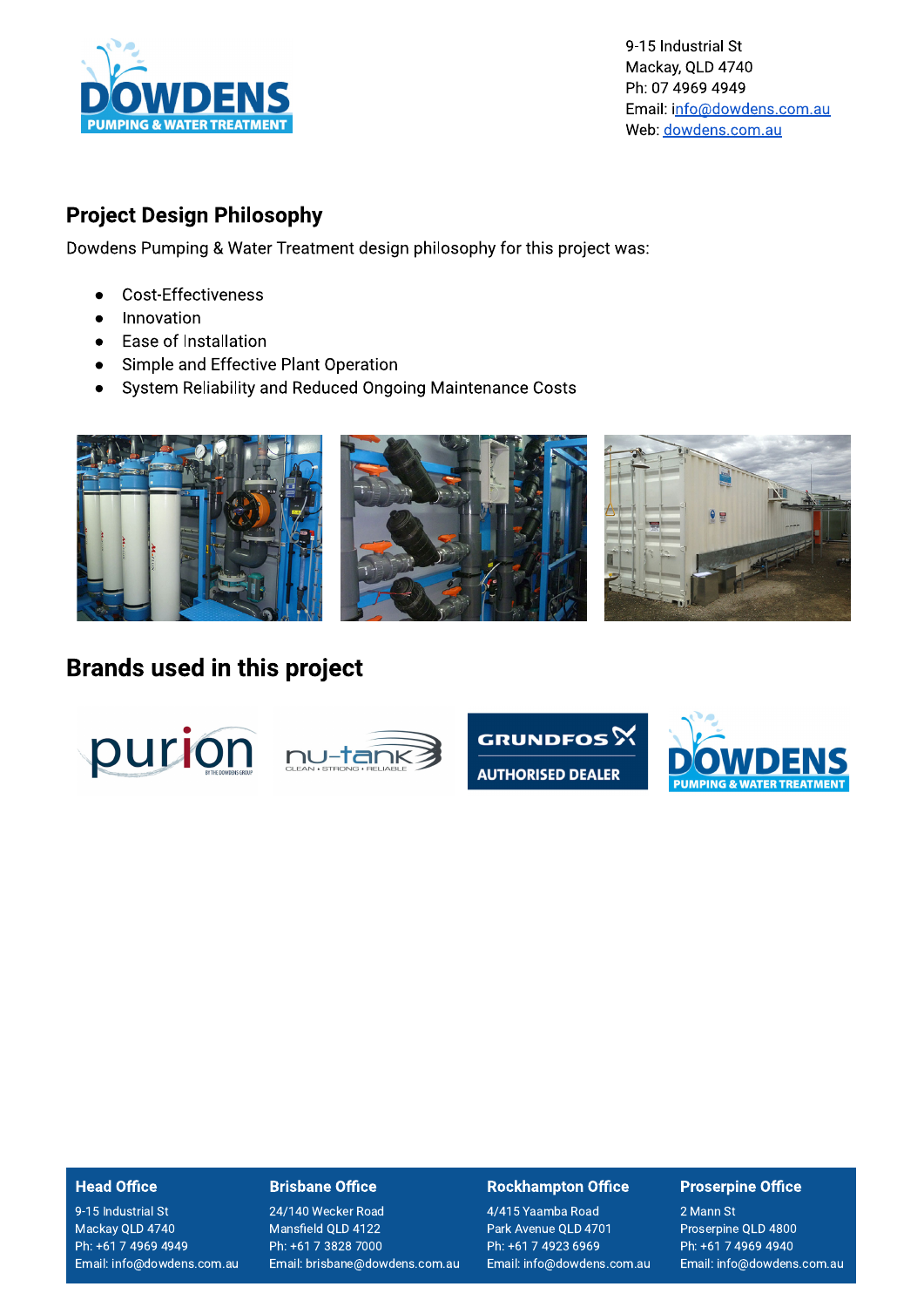9-15 Industrial St
Mackay, QLD 4740
Ph: 07 4969 4949
Email: info@dowdens.com.au
Web: dowdens.com.au

## Project Design Philosophy

Dowdens Pumping & Water Treatment design philosophy for this project was:

- Cost-Effectiveness
- Innovation
- Ease of Installation
- Simple and Effective Plant Operation
- System Reliability and Reduced Ongoing Maintenance Costs

## Brands used in this project

| Head Office | Brisbane Office | Rockhampton Office | Proserpine Office |
|---|---|---|---|
| 9-15 Industrial St | 24/140 Wecker Road | 4/415 Yaamba Road | 2 Mann St |
| Mackay QLD 4740 | Mansfield QLD 4122 | Park Avenue QLD 4701 | Proserpine QLD 4800 |
| Ph: +61 7 4969 4949 | Ph: +61 7 3828 7000 | Ph: +61 7 4923 6969 | Ph: +61 7 4969 4940 |
| Email: info@dowdens.com.au | Email: brisbane@dowdens.com.au | Email: info@dowdens.com.au | Email: info@dowdens.com.au |